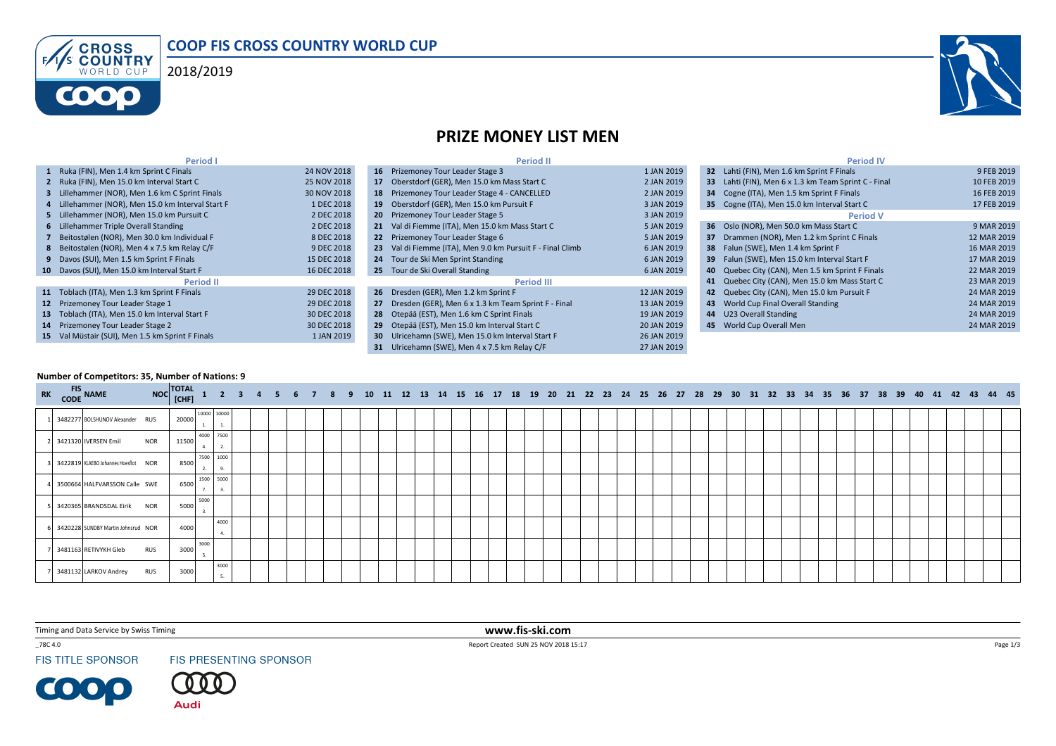# COOP FIS CROSS COUNTRY WORLD CUP

2018/2019

## PRIZE MONEY LIST MEN

| | Period I | |
|---|---|---|
| 1 | Ruka (FIN), Men 1.4 km Sprint C Finals | 24 NOV 2018 |
| 2 | Ruka (FIN), Men 15.0 km Interval Start C | 25 NOV 2018 |
| 3 | Lillehammer (NOR), Men 1.6 km C Sprint Finals | 30 NOV 2018 |
| 4 | Lillehammer (NOR), Men 15.0 km Interval Start F | 1 DEC 2018 |
| 5 | Lillehammer (NOR), Men 15.0 km Pursuit C | 2 DEC 2018 |
| 6 | Lillehammer Triple Overall Standing | 2 DEC 2018 |
| 7 | Beitostølen (NOR), Men 30.0 km Individual F | 8 DEC 2018 |
| 8 | Beitostølen (NOR), Men 4 x 7.5 km Relay C/F | 9 DEC 2018 |
| 9 | Davos (SUI), Men 1.5 km Sprint F Finals | 15 DEC 2018 |
| 10 | Davos (SUI), Men 15.0 km Interval Start F | 16 DEC 2018 |
| | **Period II** | |
| 11 | Toblach (ITA), Men 1.3 km Sprint F Finals | 29 DEC 2018 |
| 12 | Prizemoney Tour Leader Stage 1 | 29 DEC 2018 |
| 13 | Toblach (ITA), Men 15.0 km Interval Start F | 30 DEC 2018 |
| 14 | Prizemoney Tour Leader Stage 2 | 30 DEC 2018 |
| 15 | Val Müstair (SUI), Men 1.5 km Sprint F Finals | 1 JAN 2019 |
| 16 | Prizemoney Tour Leader Stage 3 | 1 JAN 2019 |
| 17 | Oberstdorf (GER), Men 15.0 km Mass Start C | 2 JAN 2019 |
| 18 | Prizemoney Tour Leader Stage 4 - CANCELLED | 2 JAN 2019 |
| 19 | Oberstdorf (GER), Men 15.0 km Pursuit F | 3 JAN 2019 |
| 20 | Prizemoney Tour Leader Stage 5 | 3 JAN 2019 |
| 21 | Val di Fiemme (ITA), Men 15.0 km Mass Start C | 5 JAN 2019 |
| 22 | Prizemoney Tour Leader Stage 6 | 5 JAN 2019 |
| 23 | Val di Fiemme (ITA), Men 9.0 km Pursuit F - Final Climb | 6 JAN 2019 |
| 24 | Tour de Ski Men Sprint Standing | 6 JAN 2019 |
| 25 | Tour de Ski Overall Standing | 6 JAN 2019 |
| | **Period III** | |
| 26 | Dresden (GER), Men 1.2 km Sprint F | 12 JAN 2019 |
| 27 | Dresden (GER), Men 6 x 1.3 km Team Sprint F - Final | 13 JAN 2019 |
| 28 | Otepää (EST), Men 1.6 km C Sprint Finals | 19 JAN 2019 |
| 29 | Otepää (EST), Men 15.0 km Interval Start C | 20 JAN 2019 |
| 30 | Ulricehamn (SWE), Men 15.0 km Interval Start F | 26 JAN 2019 |
| 31 | Ulricehamn (SWE), Men 4 x 7.5 km Relay C/F | 27 JAN 2019 |
| | **Period IV** | |
| 32 | Lahti (FIN), Men 1.6 km Sprint F Finals | 9 FEB 2019 |
| 33 | Lahti (FIN), Men 6 x 1.3 km Team Sprint C - Final | 10 FEB 2019 |
| 34 | Cogne (ITA), Men 1.5 km Sprint F Finals | 16 FEB 2019 |
| 35 | Cogne (ITA), Men 15.0 km Interval Start C | 17 FEB 2019 |
| | **Period V** | |
| 36 | Oslo (NOR), Men 50.0 km Mass Start C | 9 MAR 2019 |
| 37 | Drammen (NOR), Men 1.2 km Sprint C Finals | 12 MAR 2019 |
| 38 | Falun (SWE), Men 1.4 km Sprint F | 16 MAR 2019 |
| 39 | Falun (SWE), Men 15.0 km Interval Start F | 17 MAR 2019 |
| 40 | Quebec City (CAN), Men 1.5 km Sprint F Finals | 22 MAR 2019 |
| 41 | Quebec City (CAN), Men 15.0 km Mass Start C | 23 MAR 2019 |
| 42 | Quebec City (CAN), Men 15.0 km Pursuit F | 24 MAR 2019 |
| 43 | World Cup Final Overall Standing | 24 MAR 2019 |
| 44 | U23 Overall Standing | 24 MAR 2019 |
| 45 | World Cup Overall Men | 24 MAR 2019 |

**Number of Competitors: 35, Number of Nations: 9**

| RK | FIS CODE | NAME | NOC | TOTAL [CHF] | 1 | 2 | 3-45 |
|---|---|---|---|---|---|---|---|
| 1 | 3482277 | BOLSHUNOV Alexander | RUS | 20000 | 10000 (1.) | 10000 (1.) | |
| 2 | 3421320 | IVERSEN Emil | NOR | 11500 | 4000 (4.) | 7500 (2.) | |
| 3 | 3422819 | KLAEBO Johannes Hoesflot | NOR | 8500 | 7500 (2.) | 1000 (9.) | |
| 4 | 3500664 | HALFVARSSON Calle | SWE | 6500 | 1500 (7.) | 5000 (3.) | |
| 5 | 3420365 | BRANDSDAL Eirik | NOR | 5000 | 5000 (3.) | | |
| 6 | 3420228 | SUNDBY Martin Johnsrud | NOR | 4000 | | 4000 (4.) | |
| 7 | 3481163 | RETIVYKH Gleb | RUS | 3000 | 3000 (5.) | | |
| 7 | 3481132 | LARKOV Andrey | RUS | 3000 | | 3000 (5.) | |

Timing and Data Service by Swiss Timing

www.fis-ski.com

_78C 4.0

Report Created SUN 25 NOV 2018 15:17

FIS TITLE SPONSOR

FIS PRESENTING SPONSOR

Audi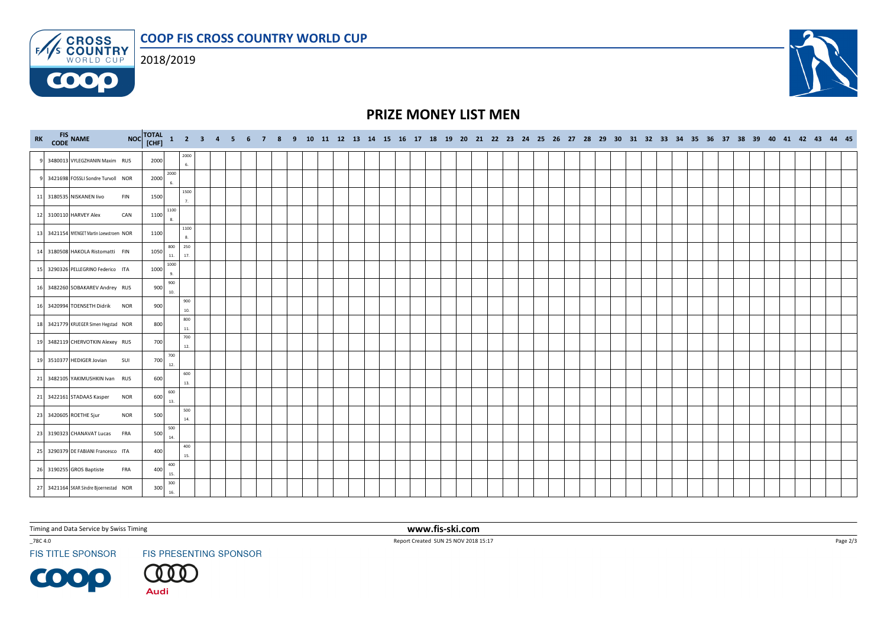# PRIZE MONEY LIST MEN

| RK | FIS CODE | NAME | NOC | TOTAL [CHF] | 1 | 2 | 3 | 4 | 5 | 6 | 7 | 8 | 9 | 10 | 11 | 12 | 13 | 14 | 15 | 16 | 17 | 18 | 19 | 20 | 21 | 22 | 23 | 24 | 25 | 26 | 27 | 28 | 29 | 30 | 31 | 32 | 33 | 34 | 35 | 36 | 37 | 38 | 39 | 40 | 41 | 42 | 43 | 44 | 45 |
|---|---|---|---|---|---|---|---|---|---|---|---|---|---|---|---|---|---|---|---|---|---|---|---|---|---|---|---|---|---|---|---|---|---|---|---|---|---|---|---|---|---|---|---|---|---|---|---|---|---|
| 9 | 3480013 | VYLEGZHANIN Maxim | RUS | 2000 | | 2000 6. | | | | | | | | | | | | | | | | | | | | | | | | | | | | | | | | | | | | | | | | | | | |
| 9 | 3421698 | FOSSLI Sondre Turvoll | NOR | 2000 | 2000 6. | | | | | | | | | | | | | | | | | | | | | | | | | | | | | | | | | | | | | | | | | | | | |
| 11 | 3180535 | NISKANEN Iivo | FIN | 1500 | | 1500 7. | | | | | | | | | | | | | | | | | | | | | | | | | | | | | | | | | | | | | | | | | | | |
| 12 | 3100110 | HARVEY Alex | CAN | 1100 | 1100 8. | | | | | | | | | | | | | | | | | | | | | | | | | | | | | | | | | | | | | | | | | | | | |
| 13 | 3421154 | NYENGET Martin Loewstroem | NOR | 1100 | | 1100 8. | | | | | | | | | | | | | | | | | | | | | | | | | | | | | | | | | | | | | | | | | | | |
| 14 | 3180508 | HAKOLA Ristomatti | FIN | 1050 | 800 11. | 250 17. | | | | | | | | | | | | | | | | | | | | | | | | | | | | | | | | | | | | | | | | | | | |
| 15 | 3290326 | PELLEGRINO Federico | ITA | 1000 | 1000 9. | | | | | | | | | | | | | | | | | | | | | | | | | | | | | | | | | | | | | | | | | | | | |
| 16 | 3482260 | SOBAKAREV Andrey | RUS | 900 | 900 10. | | | | | | | | | | | | | | | | | | | | | | | | | | | | | | | | | | | | | | | | | | | | |
| 16 | 3420994 | TOENSETH Didrik | NOR | 900 | | 900 10. | | | | | | | | | | | | | | | | | | | | | | | | | | | | | | | | | | | | | | | | | | | |
| 18 | 3421779 | KRUEGER Simen Hegstad | NOR | 800 | | 800 11. | | | | | | | | | | | | | | | | | | | | | | | | | | | | | | | | | | | | | | | | | | | |
| 19 | 3482119 | CHERVOTKIN Alexey | RUS | 700 | | 700 12. | | | | | | | | | | | | | | | | | | | | | | | | | | | | | | | | | | | | | | | | | | | |
| 19 | 3510377 | HEDIGER Jovian | SUI | 700 | 700 12. | | | | | | | | | | | | | | | | | | | | | | | | | | | | | | | | | | | | | | | | | | | | |
| 21 | 3482105 | YAKIMUSHKIN Ivan | RUS | 600 | | 600 13. | | | | | | | | | | | | | | | | | | | | | | | | | | | | | | | | | | | | | | | | | | | |
| 21 | 3422161 | STADAAS Kasper | NOR | 600 | 600 13. | | | | | | | | | | | | | | | | | | | | | | | | | | | | | | | | | | | | | | | | | | | | |
| 23 | 3420605 | ROETHE Sjur | NOR | 500 | | 500 14. | | | | | | | | | | | | | | | | | | | | | | | | | | | | | | | | | | | | | | | | | | | |
| 23 | 3190323 | CHANAVAT Lucas | FRA | 500 | 500 14. | | | | | | | | | | | | | | | | | | | | | | | | | | | | | | | | | | | | | | | | | | | | |
| 25 | 3290379 | DE FABIANI Francesco | ITA | 400 | | 400 15. | | | | | | | | | | | | | | | | | | | | | | | | | | | | | | | | | | | | | | | | | | | |
| 26 | 3190255 | GROS Baptiste | FRA | 400 | 400 15. | | | | | | | | | | | | | | | | | | | | | | | | | | | | | | | | | | | | | | | | | | | | |
| 27 | 3421164 | SKAR Sindre Bjoernestad | NOR | 300 | 300 16. | | | | | | | | | | | | | | | | | | | | | | | | | | | | | | | | | | | | | | | | | | | | |

Timing and Data Service by Swiss Timing

www.fis-ski.com

_78C 4.0

Report Created SUN 25 NOV 2018 15:17

FIS TITLE SPONSOR FIS PRESENTING SPONSOR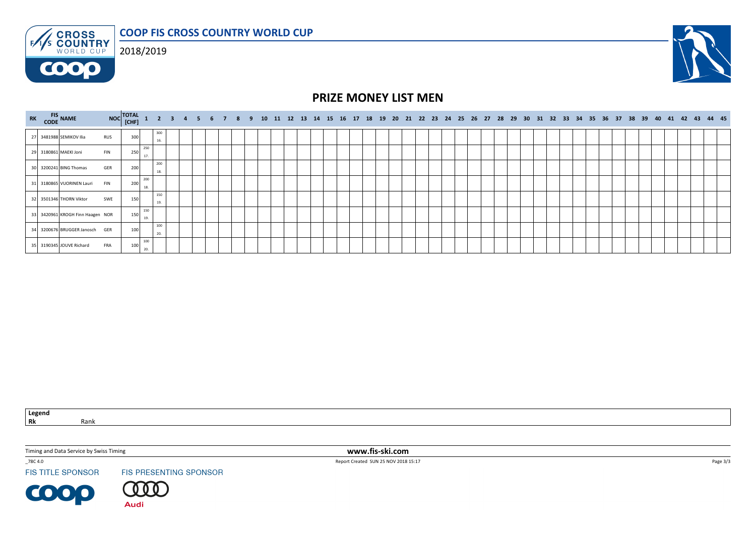# COOP FIS CROSS COUNTRY WORLD CUP

2018/2019

## PRIZE MONEY LIST MEN

| RK | FIS CODE | NAME | NOC | TOTAL [CHF] | 1 | 2 | 3 | 4 | 5 | 6 | 7 | 8 | 9 | 10 | 11 | 12 | 13 | 14 | 15 | 16 | 17 | 18 | 19 | 20 | 21 | 22 | 23 | 24 | 25 | 26 | 27 | 28 | 29 | 30 | 31 | 32 | 33 | 34 | 35 | 36 | 37 | 38 | 39 | 40 | 41 | 42 | 43 | 44 | 45 |
|---|---|---|---|---|---|---|---|---|---|---|---|---|---|---|---|---|---|---|---|---|---|---|---|---|---|---|---|---|---|---|---|---|---|---|---|---|---|---|---|---|---|---|---|---|---|---|---|---|---|
| 27 | 3481988 | SEMIKOV Ilia | RUS | 300 | | 300 16. | | | | | | | | | | | | | | | | | | | | | | | | | | | | | | | | | | | | | | | | | | | |
| 29 | 3180861 | MAEKI Joni | FIN | 250 | 250 17. | | | | | | | | | | | | | | | | | | | | | | | | | | | | | | | | | | | | | | | | | | | | |
| 30 | 3200241 | BING Thomas | GER | 200 | | 200 18. | | | | | | | | | | | | | | | | | | | | | | | | | | | | | | | | | | | | | | | | | | | |
| 31 | 3180865 | VUORINEN Lauri | FIN | 200 | 200 18. | | | | | | | | | | | | | | | | | | | | | | | | | | | | | | | | | | | | | | | | | | | | |
| 32 | 3501346 | THORN Viktor | SWE | 150 | | 150 19. | | | | | | | | | | | | | | | | | | | | | | | | | | | | | | | | | | | | | | | | | | | |
| 33 | 3420961 | KROGH Finn Haagen | NOR | 150 | 150 19. | | | | | | | | | | | | | | | | | | | | | | | | | | | | | | | | | | | | | | | | | | | | |
| 34 | 3200676 | BRUGGER Janosch | GER | 100 | | 100 20. | | | | | | | | | | | | | | | | | | | | | | | | | | | | | | | | | | | | | | | | | | | |
| 35 | 3190345 | JOUVE Richard | FRA | 100 | 100 20. | | | | | | | | | | | | | | | | | | | | | | | | | | | | | | | | | | | | | | | | | | | | |

**Legend**

**Rk** Rank

Timing and Data Service by Swiss Timing

www.fis-ski.com

_78C 4.0

Report Created SUN 25 NOV 2018 15:17

FIS TITLE SPONSOR

FIS PRESENTING SPONSOR